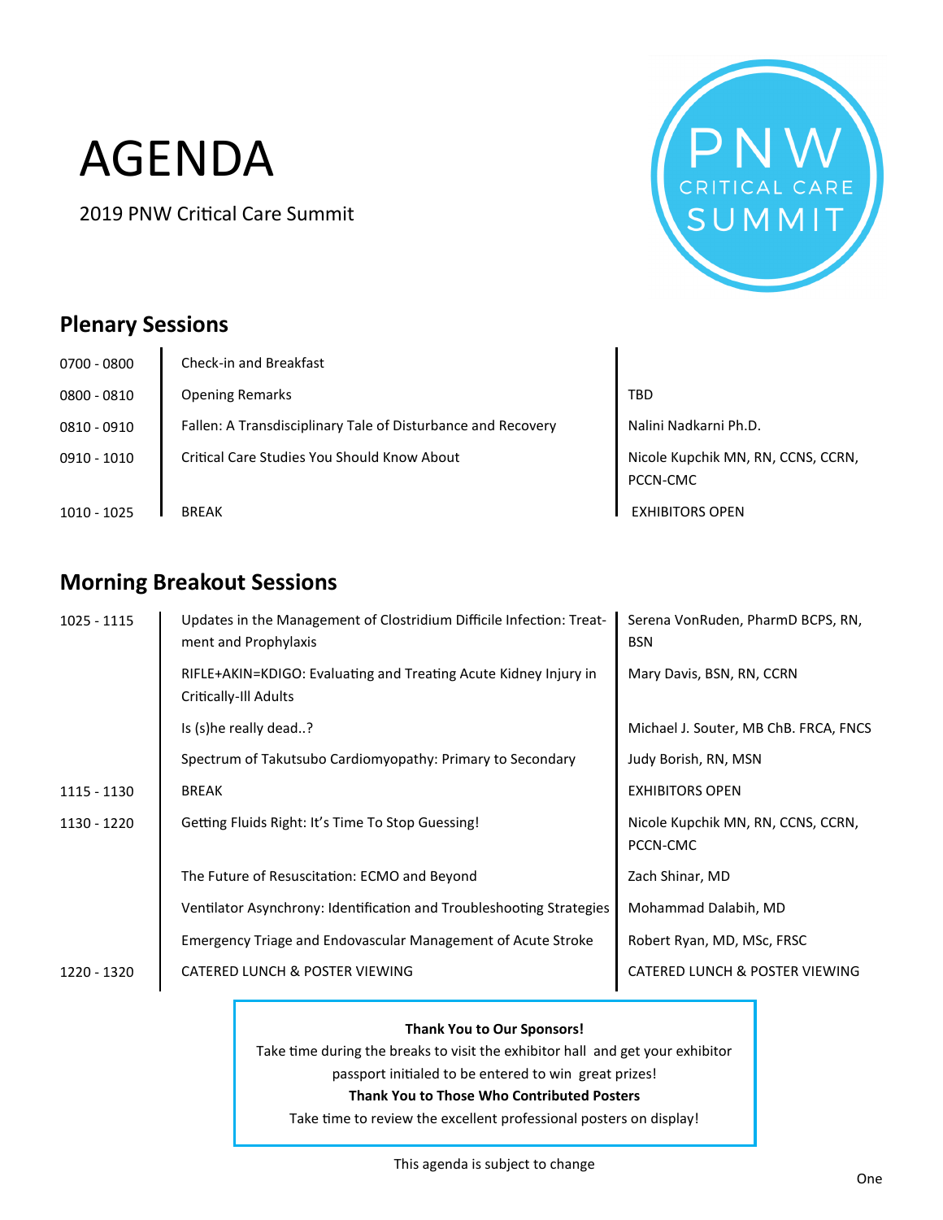# AGENDA

2019 PNW Critical Care Summit

PNW CRITICAL CARE SUMMIT

## Plenary Sessions

| | | |
|---|---|---|
| 0700 - 0800 | Check-in and Breakfast | |
| 0800 - 0810 | Opening Remarks | TBD |
| 0810 - 0910 | Fallen: A Transdisciplinary Tale of Disturbance and Recovery | Nalini Nadkarni Ph.D. |
| 0910 - 1010 | Critical Care Studies You Should Know About | Nicole Kupchik MN, RN, CCNS, CCRN, PCCN-CMC |
| 1010 - 1025 | BREAK | EXHIBITORS OPEN |

## Morning Breakout Sessions

| | | |
|---|---|---|
| 1025 - 1115 | Updates in the Management of Clostridium Difficile Infection: Treatment and Prophylaxis | Serena VonRuden, PharmD BCPS, RN, BSN |
| | RIFLE+AKIN=KDIGO: Evaluating and Treating Acute Kidney Injury in Critically-Ill Adults | Mary Davis, BSN, RN, CCRN |
| | Is (s)he really dead..? | Michael J. Souter, MB ChB. FRCA, FNCS |
| | Spectrum of Takutsubo Cardiomyopathy: Primary to Secondary | Judy Borish, RN, MSN |
| 1115 - 1130 | BREAK | EXHIBITORS OPEN |
| 1130 - 1220 | Getting Fluids Right: It's Time To Stop Guessing! | Nicole Kupchik MN, RN, CCNS, CCRN, PCCN-CMC |
| | The Future of Resuscitation: ECMO and Beyond | Zach Shinar, MD |
| | Ventilator Asynchrony: Identification and Troubleshooting Strategies | Mohammad Dalabih, MD |
| | Emergency Triage and Endovascular Management of Acute Stroke | Robert Ryan, MD, MSc, FRSC |
| 1220 - 1320 | CATERED LUNCH & POSTER VIEWING | CATERED LUNCH & POSTER VIEWING |

**Thank You to Our Sponsors!**

Take time during the breaks to visit the exhibitor hall and get your exhibitor passport initialed to be entered to win great prizes!

**Thank You to Those Who Contributed Posters**

Take time to review the excellent professional posters on display!

This agenda is subject to change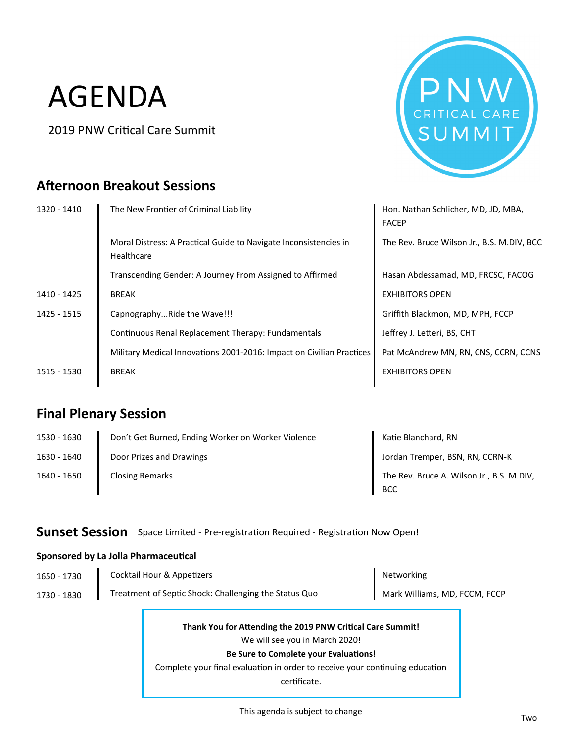# AGENDA

2019 PNW Critical Care Summit

PNW CRITICAL CARE SUMMIT

## Afternoon Breakout Sessions

| | | |
|---|---|---|
| 1320 - 1410 | The New Frontier of Criminal Liability | Hon. Nathan Schlicher, MD, JD, MBA, FACEP |
| | Moral Distress: A Practical Guide to Navigate Inconsistencies in Healthcare | The Rev. Bruce Wilson Jr., B.S. M.DIV, BCC |
| | Transcending Gender: A Journey From Assigned to Affirmed | Hasan Abdessamad, MD, FRCSC, FACOG |
| 1410 - 1425 | BREAK | EXHIBITORS OPEN |
| 1425 - 1515 | Capnography...Ride the Wave!!! | Griffith Blackmon, MD, MPH, FCCP |
| | Continuous Renal Replacement Therapy: Fundamentals | Jeffrey J. Letteri, BS, CHT |
| | Military Medical Innovations 2001-2016: Impact on Civilian Practices | Pat McAndrew MN, RN, CNS, CCRN, CCNS |
| 1515 - 1530 | BREAK | EXHIBITORS OPEN |

## Final Plenary Session

| | | |
|---|---|---|
| 1530 - 1630 | Don't Get Burned, Ending Worker on Worker Violence | Katie Blanchard, RN |
| 1630 - 1640 | Door Prizes and Drawings | Jordan Tremper, BSN, RN, CCRN-K |
| 1640 - 1650 | Closing Remarks | The Rev. Bruce A. Wilson Jr., B.S. M.DIV, BCC |

## Sunset Session

Space Limited - Pre-registration Required - Registration Now Open!

**Sponsored by La Jolla Pharmaceutical**

| | | |
|---|---|---|
| 1650 - 1730 | Cocktail Hour & Appetizers | Networking |
| 1730 - 1830 | Treatment of Septic Shock: Challenging the Status Quo | Mark Williams, MD, FCCM, FCCP |

**Thank You for Attending the 2019 PNW Critical Care Summit!**

We will see you in March 2020!

**Be Sure to Complete your Evaluations!**

Complete your final evaluation in order to receive your continuing education certificate.

This agenda is subject to change